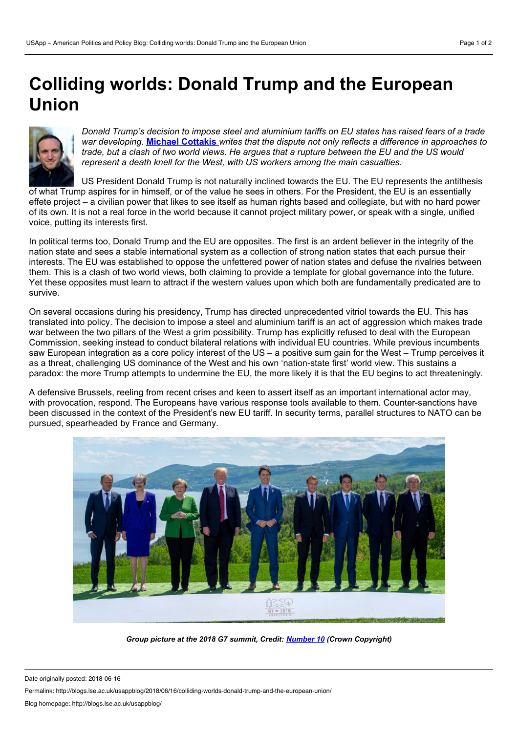# Colliding worlds: Donald Trump and the European Union

*Donald Trump's decision to impose steel and aluminium tariffs on EU states has raised fears of a trade war developing.* ***Michael Cottakis*** *writes that the dispute not only reflects a difference in approaches to trade, but a clash of two world views. He argues that a rupture between the EU and the US would represent a death knell for the West, with US workers among the main casualties.*

US President Donald Trump is not naturally inclined towards the EU. The EU represents the antithesis of what Trump aspires for in himself, or of the value he sees in others. For the President, the EU is an essentially effete project – a civilian power that likes to see itself as human rights based and collegiate, but with no hard power of its own. It is not a real force in the world because it cannot project military power, or speak with a single, unified voice, putting its interests first.

In political terms too, Donald Trump and the EU are opposites. The first is an ardent believer in the integrity of the nation state and sees a stable international system as a collection of strong nation states that each pursue their interests. The EU was established to oppose the unfettered power of nation states and defuse the rivalries between them. This is a clash of two world views, both claiming to provide a template for global governance into the future. Yet these opposites must learn to attract if the western values upon which both are fundamentally predicated are to survive.

On several occasions during his presidency, Trump has directed unprecedented vitriol towards the EU. This has translated into policy. The decision to impose a steel and aluminium tariff is an act of aggression which makes trade war between the two pillars of the West a grim possibility. Trump has explicitly refused to deal with the European Commission, seeking instead to conduct bilateral relations with individual EU countries. While previous incumbents saw European integration as a core policy interest of the US – a positive sum gain for the West – Trump perceives it as a threat, challenging US dominance of the West and his own 'nation-state first' world view. This sustains a paradox: the more Trump attempts to undermine the EU, the more likely it is that the EU begins to act threateningly.

A defensive Brussels, reeling from recent crises and keen to assert itself as an important international actor may, with provocation, respond. The Europeans have various response tools available to them. Counter-sanctions have been discussed in the context of the President's new EU tariff. In security terms, parallel structures to NATO can be pursued, spearheaded by France and Germany.

***Group picture at the 2018 G7 summit, Credit: Number 10 (Crown Copyright)***

Date originally posted: 2018-06-16

Permalink: http://blogs.lse.ac.uk/usappblog/2018/06/16/colliding-worlds-donald-trump-and-the-european-union/

Blog homepage: http://blogs.lse.ac.uk/usappblog/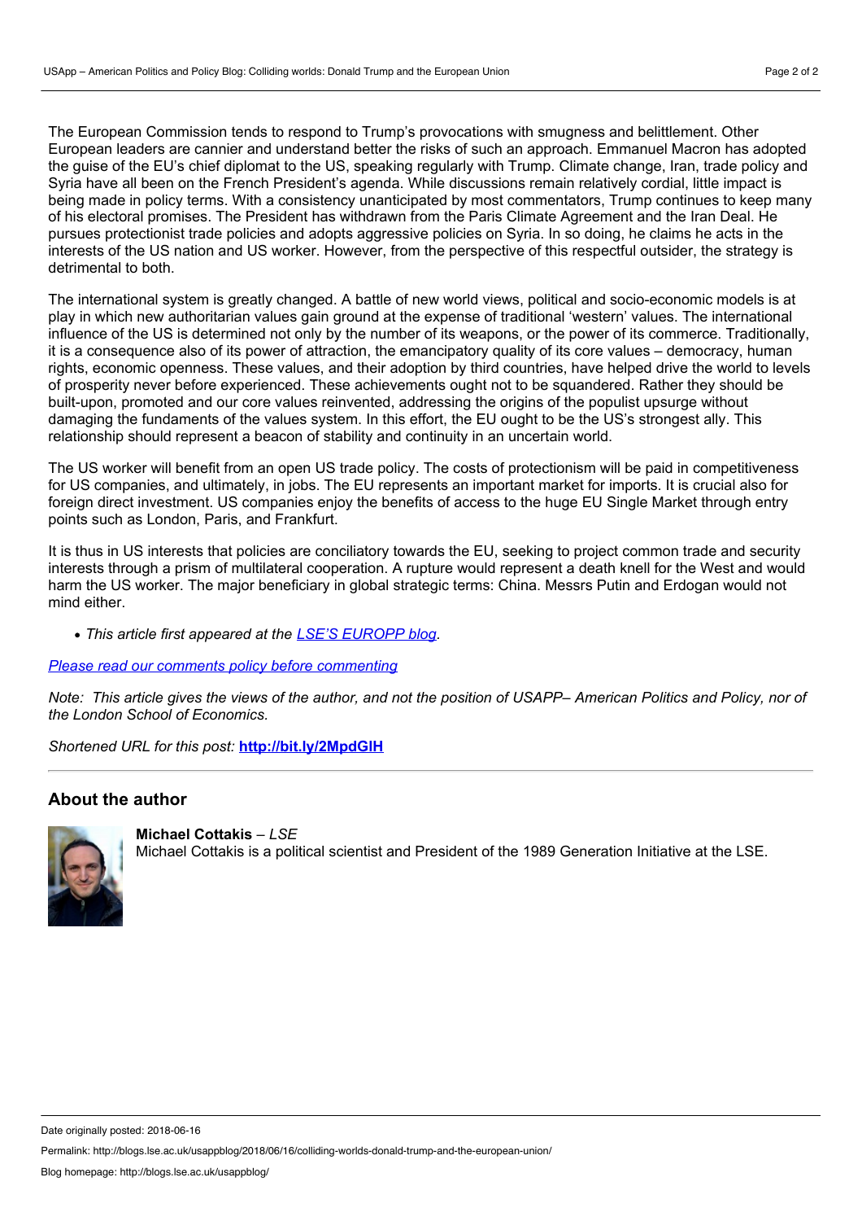The European Commission tends to respond to Trump's provocations with smugness and belittlement. Other European leaders are cannier and understand better the risks of such an approach. Emmanuel Macron has adopted the guise of the EU's chief diplomat to the US, speaking regularly with Trump. Climate change, Iran, trade policy and Syria have all been on the French President's agenda. While discussions remain relatively cordial, little impact is being made in policy terms. With a consistency unanticipated by most commentators, Trump continues to keep many of his electoral promises. The President has withdrawn from the Paris Climate Agreement and the Iran Deal. He pursues protectionist trade policies and adopts aggressive policies on Syria. In so doing, he claims he acts in the interests of the US nation and US worker. However, from the perspective of this respectful outsider, the strategy is detrimental to both.

The international system is greatly changed. A battle of new world views, political and socio-economic models is at play in which new authoritarian values gain ground at the expense of traditional 'western' values. The international influence of the US is determined not only by the number of its weapons, or the power of its commerce. Traditionally, it is a consequence also of its power of attraction, the emancipatory quality of its core values – democracy, human rights, economic openness. These values, and their adoption by third countries, have helped drive the world to levels of prosperity never before experienced. These achievements ought not to be squandered. Rather they should be built-upon, promoted and our core values reinvented, addressing the origins of the populist upsurge without damaging the fundaments of the values system. In this effort, the EU ought to be the US's strongest ally. This relationship should represent a beacon of stability and continuity in an uncertain world.

The US worker will benefit from an open US trade policy. The costs of protectionism will be paid in competitiveness for US companies, and ultimately, in jobs. The EU represents an important market for imports. It is crucial also for foreign direct investment. US companies enjoy the benefits of access to the huge EU Single Market through entry points such as London, Paris, and Frankfurt.

It is thus in US interests that policies are conciliatory towards the EU, seeking to project common trade and security interests through a prism of multilateral cooperation. A rupture would represent a death knell for the West and would harm the US worker. The major beneficiary in global strategic terms: China. Messrs Putin and Erdogan would not mind either.

- *This article first appeared at the [LSE'S EUROPP blog](LSE'S EUROPP blog).*

*[Please read our comments policy before commenting](Please read our comments policy before commenting)*

*Note: This article gives the views of the author, and not the position of USAPP– American Politics and Policy, nor of the London School of Economics.*

*Shortened URL for this post:* **http://bit.ly/2MpdGlH**

---

## About the author

**Michael Cottakis** – *LSE*
Michael Cottakis is a political scientist and President of the 1989 Generation Initiative at the LSE.

Date originally posted: 2018-06-16

Permalink: http://blogs.lse.ac.uk/usappblog/2018/06/16/colliding-worlds-donald-trump-and-the-european-union/

Blog homepage: http://blogs.lse.ac.uk/usappblog/